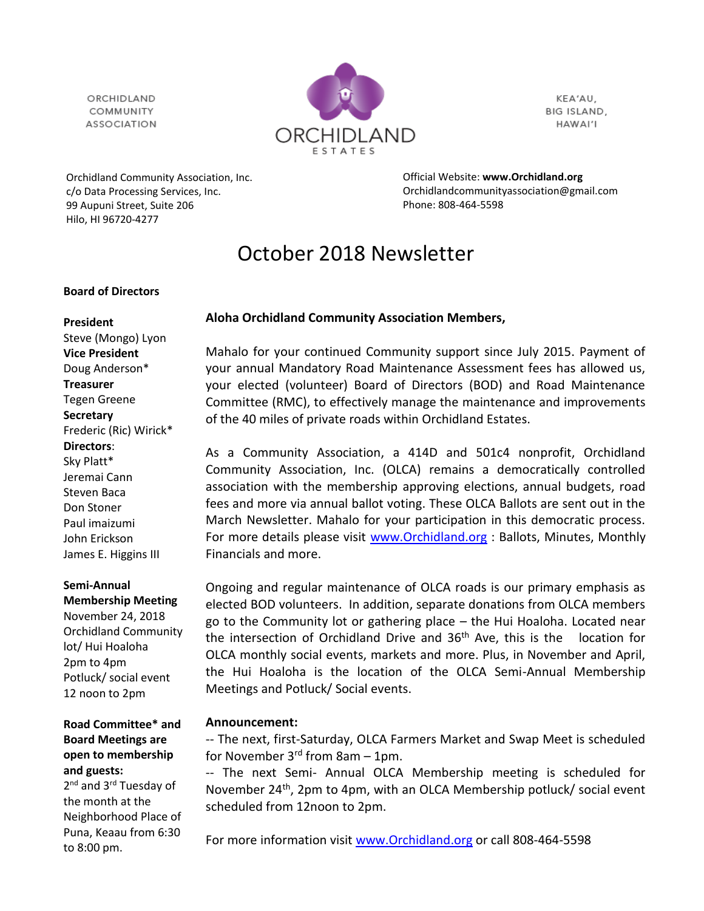ORCHIDLAND COMMUNITY ASSOCIATION

ORCHIDLAND ESTATES

KEA'AU, BIG ISLAND, HAWAI'I

Orchidland Community Association, Inc.
c/o Data Processing Services, Inc.
99 Aupuni Street, Suite 206
Hilo, HI 96720-4277

Official Website: **www.Orchidland.org**
Orchidlandcommunityassociation@gmail.com
Phone: 808-464-5598

# October 2018 Newsletter

**Board of Directors**

**President**
Steve (Mongo) Lyon
**Vice President**
Doug Anderson*
**Treasurer**
Tegen Greene
**Secretary**
Frederic (Ric) Wirick*
**Directors**:
Sky Platt*
Jeremai Cann
Steven Baca
Don Stoner
Paul imaizumi
John Erickson
James E. Higgins III

**Semi-Annual Membership Meeting**
November 24, 2018
Orchidland Community lot/ Hui Hoaloha
2pm to 4pm
Potluck/ social event
12 noon to 2pm

**Road Committee* and Board Meetings are open to membership and guests:**
2nd and 3rd Tuesday of the month at the Neighborhood Place of Puna, Keaau from 6:30 to 8:00 pm.

**Aloha Orchidland Community Association Members,**

Mahalo for your continued Community support since July 2015. Payment of your annual Mandatory Road Maintenance Assessment fees has allowed us, your elected (volunteer) Board of Directors (BOD) and Road Maintenance Committee (RMC), to effectively manage the maintenance and improvements of the 40 miles of private roads within Orchidland Estates.

As a Community Association, a 414D and 501c4 nonprofit, Orchidland Community Association, Inc. (OLCA) remains a democratically controlled association with the membership approving elections, annual budgets, road fees and more via annual ballot voting. These OLCA Ballots are sent out in the March Newsletter. Mahalo for your participation in this democratic process. For more details please visit www.Orchidland.org : Ballots, Minutes, Monthly Financials and more.

Ongoing and regular maintenance of OLCA roads is our primary emphasis as elected BOD volunteers. In addition, separate donations from OLCA members go to the Community lot or gathering place – the Hui Hoaloha. Located near the intersection of Orchidland Drive and 36th Ave, this is the location for OLCA monthly social events, markets and more. Plus, in November and April, the Hui Hoaloha is the location of the OLCA Semi-Annual Membership Meetings and Potluck/ Social events.

**Announcement:**
-- The next, first-Saturday, OLCA Farmers Market and Swap Meet is scheduled for November 3rd from 8am – 1pm.
-- The next Semi- Annual OLCA Membership meeting is scheduled for November 24th, 2pm to 4pm, with an OLCA Membership potluck/ social event scheduled from 12noon to 2pm.

For more information visit www.Orchidland.org or call 808-464-5598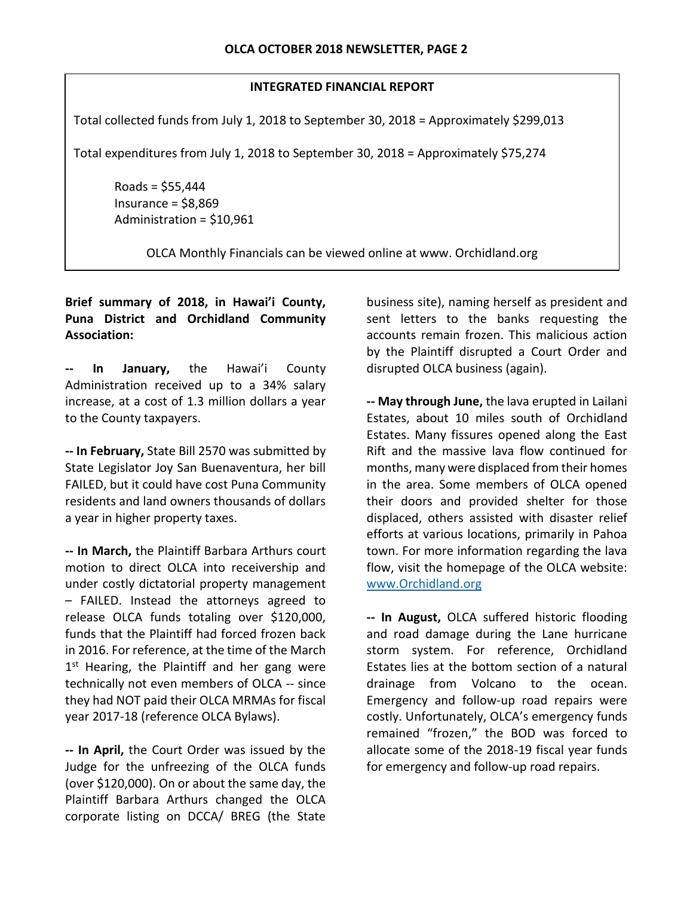## INTEGRATED FINANCIAL REPORT

Total collected funds from July 1, 2018 to September 30, 2018 = Approximately $299,013

Total expenditures from July 1, 2018 to September 30, 2018 = Approximately $75,274

Roads = $55,444
Insurance = $8,869
Administration = $10,961

OLCA Monthly Financials can be viewed online at www. Orchidland.org

**Brief summary of 2018, in Hawai'i County, Puna District and Orchidland Community Association:**

**-- In January,** the Hawai'i County Administration received up to a 34% salary increase, at a cost of 1.3 million dollars a year to the County taxpayers.

**-- In February,** State Bill 2570 was submitted by State Legislator Joy San Buenaventura, her bill FAILED, but it could have cost Puna Community residents and land owners thousands of dollars a year in higher property taxes.

**-- In March,** the Plaintiff Barbara Arthurs court motion to direct OLCA into receivership and under costly dictatorial property management – FAILED. Instead the attorneys agreed to release OLCA funds totaling over $120,000, funds that the Plaintiff had forced frozen back in 2016. For reference, at the time of the March 1st Hearing, the Plaintiff and her gang were technically not even members of OLCA -- since they had NOT paid their OLCA MRMAs for fiscal year 2017-18 (reference OLCA Bylaws).

**-- In April,** the Court Order was issued by the Judge for the unfreezing of the OLCA funds (over $120,000). On or about the same day, the Plaintiff Barbara Arthurs changed the OLCA corporate listing on DCCA/ BREG (the State business site), naming herself as president and sent letters to the banks requesting the accounts remain frozen. This malicious action by the Plaintiff disrupted a Court Order and disrupted OLCA business (again).

**-- May through June,** the lava erupted in Lailani Estates, about 10 miles south of Orchidland Estates. Many fissures opened along the East Rift and the massive lava flow continued for months, many were displaced from their homes in the area. Some members of OLCA opened their doors and provided shelter for those displaced, others assisted with disaster relief efforts at various locations, primarily in Pahoa town. For more information regarding the lava flow, visit the homepage of the OLCA website: [www.Orchidland.org](http://www.Orchidland.org)

**-- In August,** OLCA suffered historic flooding and road damage during the Lane hurricane storm system. For reference, Orchidland Estates lies at the bottom section of a natural drainage from Volcano to the ocean. Emergency and follow-up road repairs were costly. Unfortunately, OLCA's emergency funds remained "frozen," the BOD was forced to allocate some of the 2018-19 fiscal year funds for emergency and follow-up road repairs.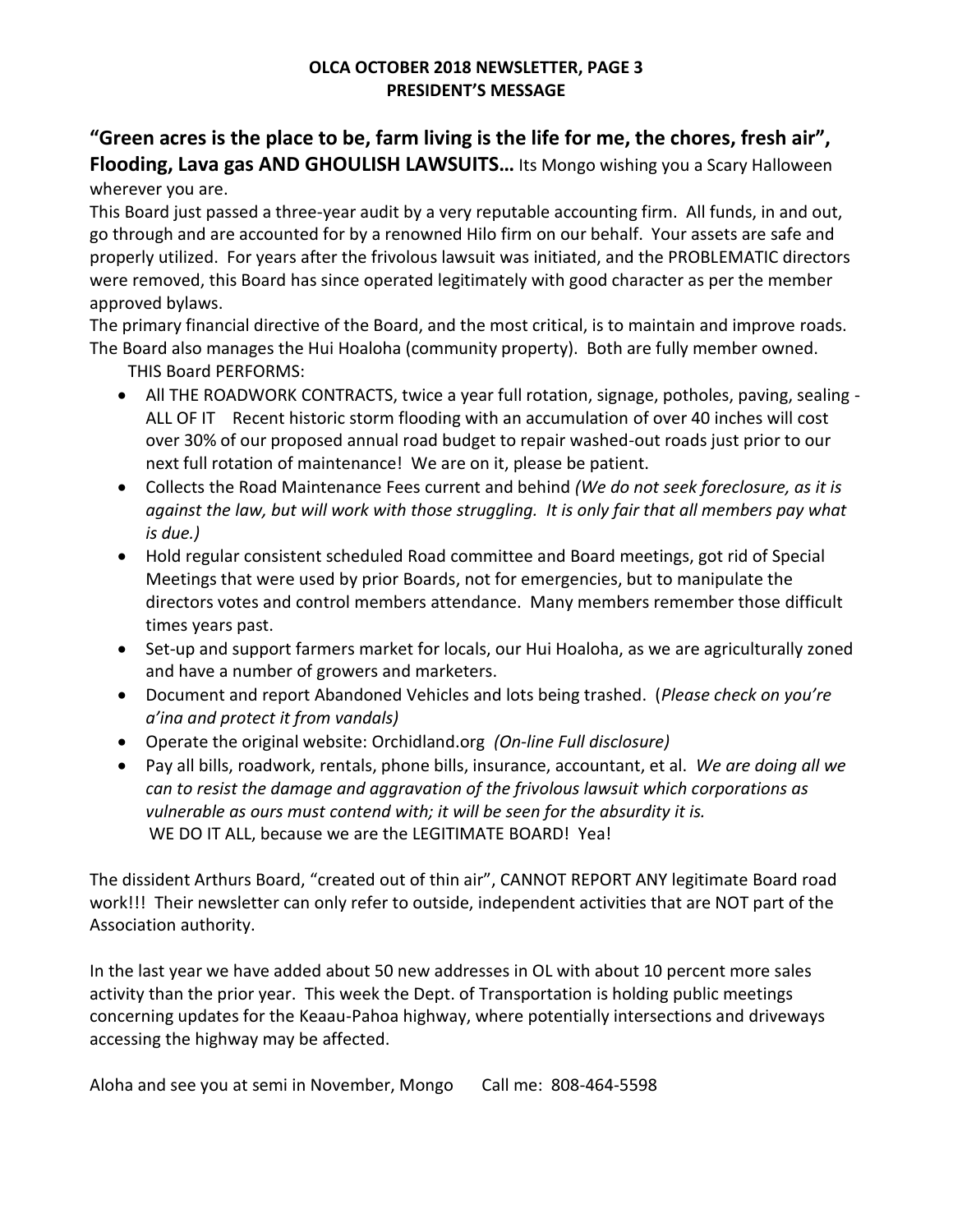**OLCA OCTOBER 2018 NEWSLETTER, PAGE 3**
**PRESIDENT'S MESSAGE**

**"Green acres is the place to be, farm living is the life for me, the chores, fresh air", Flooding, Lava gas AND GHOULISH LAWSUITS…** Its Mongo wishing you a Scary Halloween wherever you are.

This Board just passed a three-year audit by a very reputable accounting firm. All funds, in and out, go through and are accounted for by a renowned Hilo firm on our behalf. Your assets are safe and properly utilized. For years after the frivolous lawsuit was initiated, and the PROBLEMATIC directors were removed, this Board has since operated legitimately with good character as per the member approved bylaws.

The primary financial directive of the Board, and the most critical, is to maintain and improve roads. The Board also manages the Hui Hoaloha (community property). Both are fully member owned.

THIS Board PERFORMS:

- All THE ROADWORK CONTRACTS, twice a year full rotation, signage, potholes, paving, sealing - ALL OF IT  Recent historic storm flooding with an accumulation of over 40 inches will cost over 30% of our proposed annual road budget to repair washed-out roads just prior to our next full rotation of maintenance! We are on it, please be patient.
- Collects the Road Maintenance Fees current and behind *(We do not seek foreclosure, as it is against the law, but will work with those struggling. It is only fair that all members pay what is due.)*
- Hold regular consistent scheduled Road committee and Board meetings, got rid of Special Meetings that were used by prior Boards, not for emergencies, but to manipulate the directors votes and control members attendance. Many members remember those difficult times years past.
- Set-up and support farmers market for locals, our Hui Hoaloha, as we are agriculturally zoned and have a number of growers and marketers.
- Document and report Abandoned Vehicles and lots being trashed. (*Please check on you're a'ina and protect it from vandals)*
- Operate the original website: Orchidland.org *(On-line Full disclosure)*
- Pay all bills, roadwork, rentals, phone bills, insurance, accountant, et al. *We are doing all we can to resist the damage and aggravation of the frivolous lawsuit which corporations as vulnerable as ours must contend with; it will be seen for the absurdity it is.*
  WE DO IT ALL, because we are the LEGITIMATE BOARD! Yea!

The dissident Arthurs Board, "created out of thin air", CANNOT REPORT ANY legitimate Board road work!!! Their newsletter can only refer to outside, independent activities that are NOT part of the Association authority.

In the last year we have added about 50 new addresses in OL with about 10 percent more sales activity than the prior year. This week the Dept. of Transportation is holding public meetings concerning updates for the Keaau-Pahoa highway, where potentially intersections and driveways accessing the highway may be affected.

Aloha and see you at semi in November, Mongo   Call me: 808-464-5598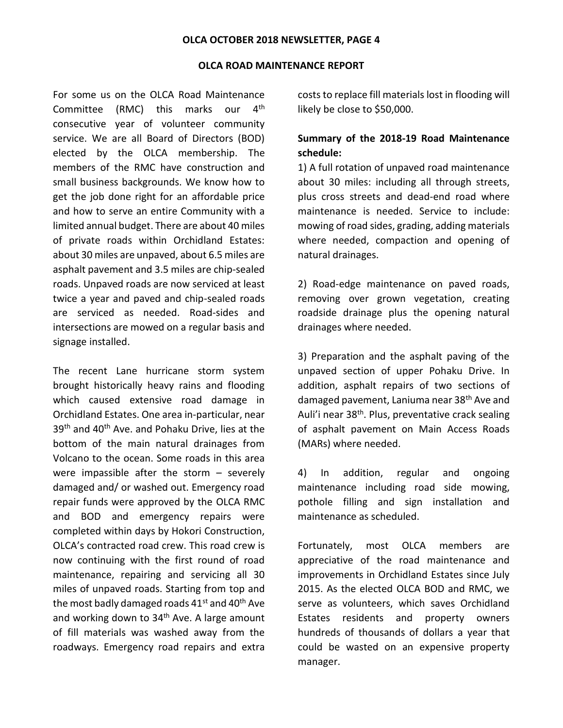## OLCA ROAD MAINTENANCE REPORT

For some us on the OLCA Road Maintenance Committee (RMC) this marks our 4th consecutive year of volunteer community service. We are all Board of Directors (BOD) elected by the OLCA membership. The members of the RMC have construction and small business backgrounds. We know how to get the job done right for an affordable price and how to serve an entire Community with a limited annual budget. There are about 40 miles of private roads within Orchidland Estates: about 30 miles are unpaved, about 6.5 miles are asphalt pavement and 3.5 miles are chip-sealed roads. Unpaved roads are now serviced at least twice a year and paved and chip-sealed roads are serviced as needed. Road-sides and intersections are mowed on a regular basis and signage installed.

The recent Lane hurricane storm system brought historically heavy rains and flooding which caused extensive road damage in Orchidland Estates. One area in-particular, near 39th and 40th Ave. and Pohaku Drive, lies at the bottom of the main natural drainages from Volcano to the ocean. Some roads in this area were impassible after the storm – severely damaged and/ or washed out. Emergency road repair funds were approved by the OLCA RMC and BOD and emergency repairs were completed within days by Hokori Construction, OLCA's contracted road crew. This road crew is now continuing with the first round of road maintenance, repairing and servicing all 30 miles of unpaved roads. Starting from top and the most badly damaged roads 41st and 40th Ave and working down to 34th Ave. A large amount of fill materials was washed away from the roadways. Emergency road repairs and extra costs to replace fill materials lost in flooding will likely be close to $50,000.

**Summary of the 2018-19 Road Maintenance schedule:**

1) A full rotation of unpaved road maintenance about 30 miles: including all through streets, plus cross streets and dead-end road where maintenance is needed. Service to include: mowing of road sides, grading, adding materials where needed, compaction and opening of natural drainages.

2) Road-edge maintenance on paved roads, removing over grown vegetation, creating roadside drainage plus the opening natural drainages where needed.

3) Preparation and the asphalt paving of the unpaved section of upper Pohaku Drive. In addition, asphalt repairs of two sections of damaged pavement, Laniuma near 38th Ave and Auli'i near 38th. Plus, preventative crack sealing of asphalt pavement on Main Access Roads (MARs) where needed.

4) In addition, regular and ongoing maintenance including road side mowing, pothole filling and sign installation and maintenance as scheduled.

Fortunately, most OLCA members are appreciative of the road maintenance and improvements in Orchidland Estates since July 2015. As the elected OLCA BOD and RMC, we serve as volunteers, which saves Orchidland Estates residents and property owners hundreds of thousands of dollars a year that could be wasted on an expensive property manager.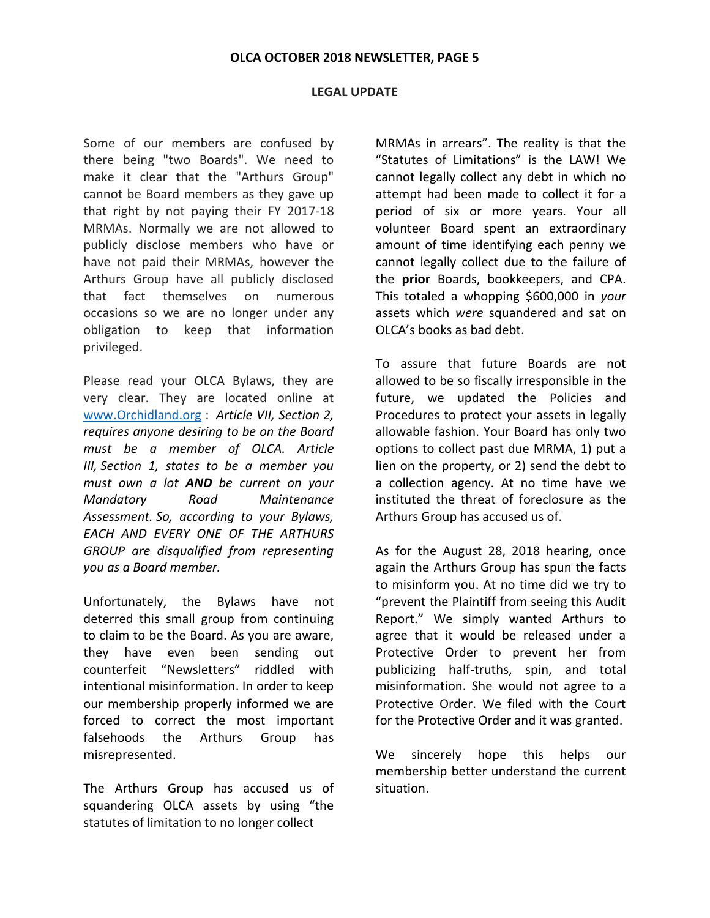## LEGAL UPDATE

Some of our members are confused by there being "two Boards". We need to make it clear that the "Arthurs Group" cannot be Board members as they gave up that right by not paying their FY 2017-18 MRMAs. Normally we are not allowed to publicly disclose members who have or have not paid their MRMAs, however the Arthurs Group have all publicly disclosed that fact themselves on numerous occasions so we are no longer under any obligation to keep that information privileged.

Please read your OLCA Bylaws, they are very clear. They are located online at [www.Orchidland.org](http://www.Orchidland.org) : *Article VII, Section 2, requires anyone desiring to be on the Board must be a member of OLCA. Article III, Section 1, states to be a member you must own a lot **AND** be current on your Mandatory Road Maintenance Assessment. So, according to your Bylaws, EACH AND EVERY ONE OF THE ARTHURS GROUP are disqualified from representing you as a Board member.*

Unfortunately, the Bylaws have not deterred this small group from continuing to claim to be the Board. As you are aware, they have even been sending out counterfeit "Newsletters" riddled with intentional misinformation. In order to keep our membership properly informed we are forced to correct the most important falsehoods the Arthurs Group has misrepresented.

The Arthurs Group has accused us of squandering OLCA assets by using "the statutes of limitation to no longer collect MRMAs in arrears". The reality is that the "Statutes of Limitations" is the LAW! We cannot legally collect any debt in which no attempt had been made to collect it for a period of six or more years. Your all volunteer Board spent an extraordinary amount of time identifying each penny we cannot legally collect due to the failure of the **prior** Boards, bookkeepers, and CPA. This totaled a whopping $600,000 in *your* assets which *were* squandered and sat on OLCA's books as bad debt.

To assure that future Boards are not allowed to be so fiscally irresponsible in the future, we updated the Policies and Procedures to protect your assets in legally allowable fashion. Your Board has only two options to collect past due MRMA, 1) put a lien on the property, or 2) send the debt to a collection agency. At no time have we instituted the threat of foreclosure as the Arthurs Group has accused us of.

As for the August 28, 2018 hearing, once again the Arthurs Group has spun the facts to misinform you. At no time did we try to "prevent the Plaintiff from seeing this Audit Report." We simply wanted Arthurs to agree that it would be released under a Protective Order to prevent her from publicizing half-truths, spin, and total misinformation. She would not agree to a Protective Order. We filed with the Court for the Protective Order and it was granted.

We sincerely hope this helps our membership better understand the current situation.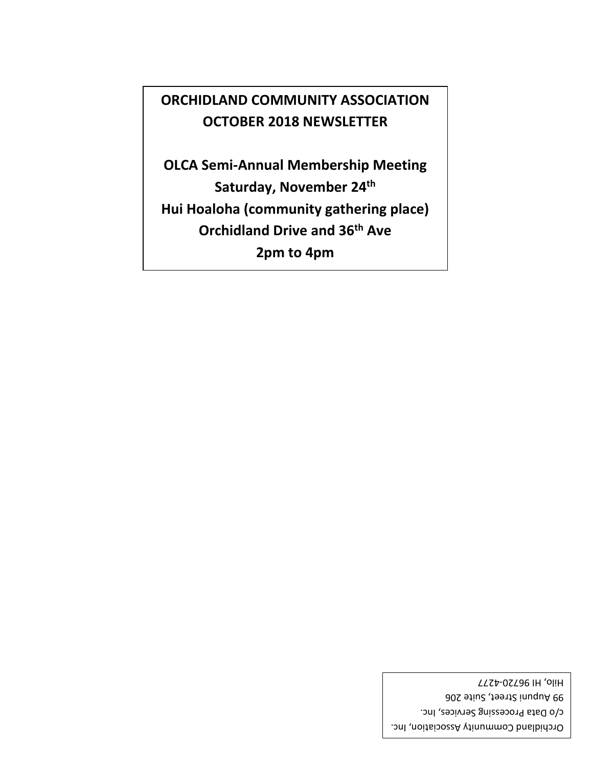**ORCHIDLAND COMMUNITY ASSOCIATION**
**OCTOBER 2018 NEWSLETTER**

**OLCA Semi-Annual Membership Meeting**
**Saturday, November 24th**
**Hui Hoaloha (community gathering place)**
**Orchidland Drive and 36th Ave**
**2pm to 4pm**

Orchidland Community Association, Inc.
c/o Data Processing Services, Inc.
99 Aupuni Street, Suite 206
Hilo, HI 96720-4277